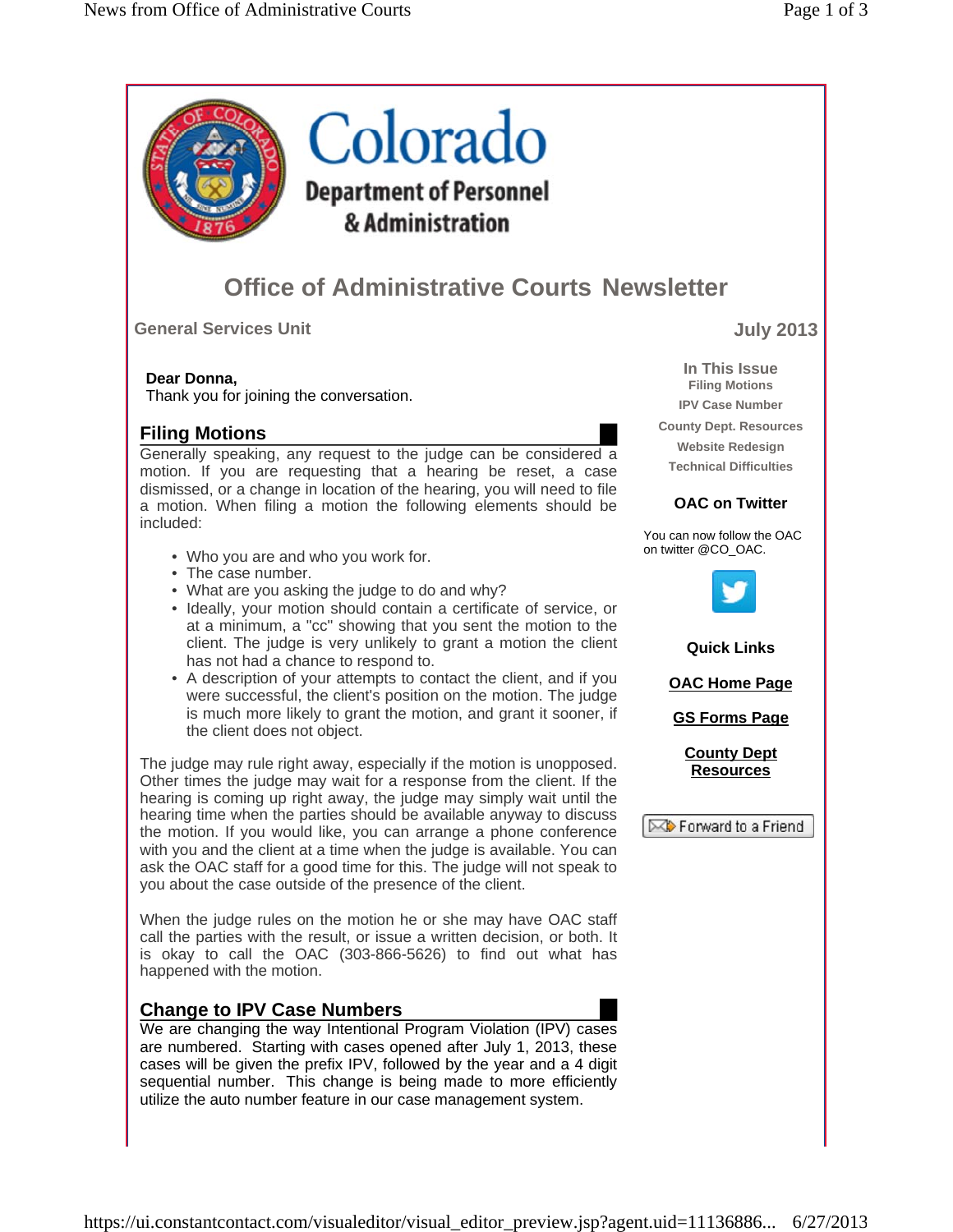# Colorado

**Department of Personnel & Administration**

## Office of Administrative Courts Newsletter

**General Services Unit** **July 2013**

**Dear Donna,**
Thank you for joining the conversation.

### Filing Motions

Generally speaking, any request to the judge can be considered a motion. If you are requesting that a hearing be reset, a case dismissed, or a change in location of the hearing, you will need to file a motion. When filing a motion the following elements should be included:

- Who you are and who you work for.
- The case number.
- What are you asking the judge to do and why?
- Ideally, your motion should contain a certificate of service, or at a minimum, a "cc" showing that you sent the motion to the client. The judge is very unlikely to grant a motion the client has not had a chance to respond to.
- A description of your attempts to contact the client, and if you were successful, the client's position on the motion. The judge is much more likely to grant the motion, and grant it sooner, if the client does not object.

The judge may rule right away, especially if the motion is unopposed. Other times the judge may wait for a response from the client. If the hearing is coming up right away, the judge may simply wait until the hearing time when the parties should be available anyway to discuss the motion. If you would like, you can arrange a phone conference with you and the client at a time when the judge is available. You can ask the OAC staff for a good time for this. The judge will not speak to you about the case outside of the presence of the client.

When the judge rules on the motion he or she may have OAC staff call the parties with the result, or issue a written decision, or both. It is okay to call the OAC (303-866-5626) to find out what has happened with the motion.

### Change to IPV Case Numbers

We are changing the way Intentional Program Violation (IPV) cases are numbered. Starting with cases opened after July 1, 2013, these cases will be given the prefix IPV, followed by the year and a 4 digit sequential number. This change is being made to more efficiently utilize the auto number feature in our case management system.

---

**In This Issue**
- Filing Motions
- IPV Case Number
- County Dept. Resources
- Website Redesign
- Technical Difficulties

**OAC on Twitter**

You can now follow the OAC on twitter @CO_OAC.

**Quick Links**

- **OAC Home Page**
- **GS Forms Page**
- **County Dept Resources**

Forward to a Friend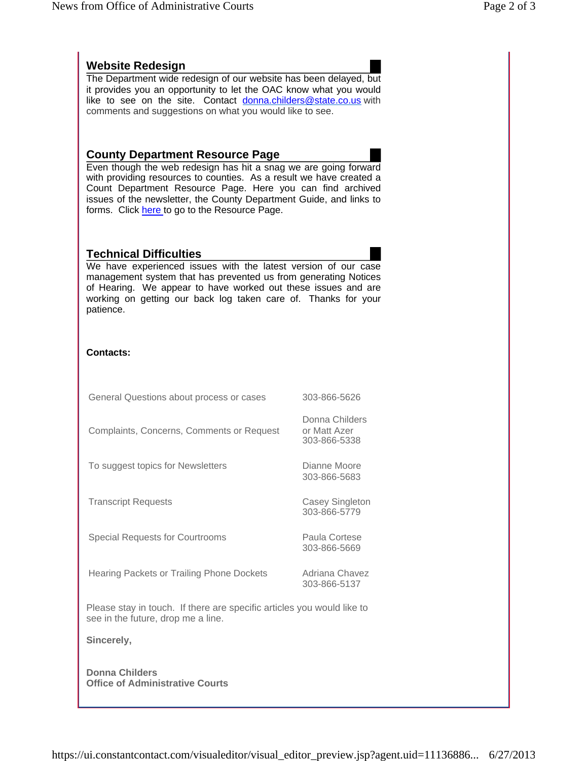## Website Redesign

The Department wide redesign of our website has been delayed, but it provides you an opportunity to let the OAC know what you would like to see on the site. Contact donna.childers@state.co.us with comments and suggestions on what you would like to see.

## County Department Resource Page

Even though the web redesign has hit a snag we are going forward with providing resources to counties. As a result we have created a Count Department Resource Page. Here you can find archived issues of the newsletter, the County Department Guide, and links to forms. Click here to go to the Resource Page.

## Technical Difficulties

We have experienced issues with the latest version of our case management system that has prevented us from generating Notices of Hearing. We appear to have worked out these issues and are working on getting our back log taken care of. Thanks for your patience.

**Contacts:**

| | |
|---|---|
| General Questions about process or cases | 303-866-5626 |
| Complaints, Concerns, Comments or Request | Donna Childers or Matt Azer 303-866-5338 |
| To suggest topics for Newsletters | Dianne Moore 303-866-5683 |
| Transcript Requests | Casey Singleton 303-866-5779 |
| Special Requests for Courtrooms | Paula Cortese 303-866-5669 |
| Hearing Packets or Trailing Phone Dockets | Adriana Chavez 303-866-5137 |

Please stay in touch. If there are specific articles you would like to see in the future, drop me a line.

**Sincerely,**

**Donna Childers**
**Office of Administrative Courts**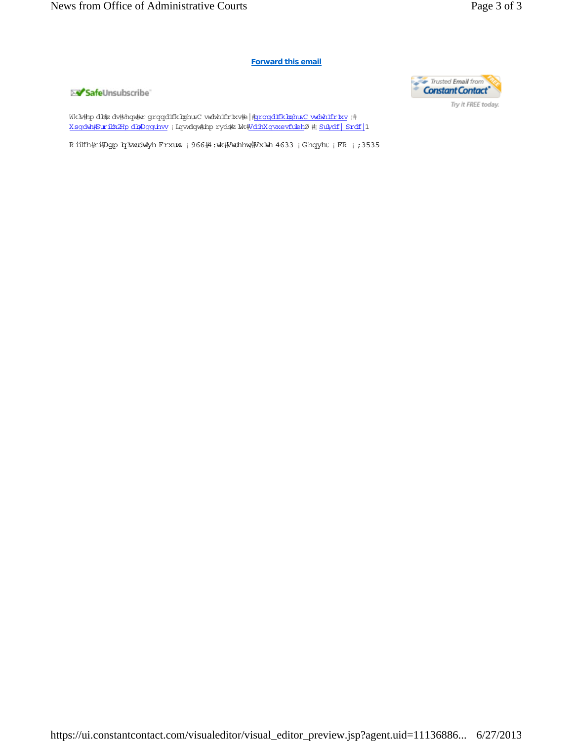**Forward this email**

SafeUnsubscribe

Trusted Email from Constant Contact

Try it FREE today.

Wklv#hpdlo#zdv#vhqw#wr#grqqd1fkulvwlhC vwdwh1fr1xv#e|#grqqd1fkulvwlhC vwdwh1fr1xv ¡#
Xsgdwh#Surilrh2Hpdlo#Dgguhvv ¡ Lqvwdqw#uhpryd o#zlwk#VdihXqvxevfuleh™ #¡ Sulydf| Srolf|1

Riilfh#ri#Dgplqlvwudwlyh Frxuwv ¡ 966#4:wk#Vwuhhw#Vxlwh 4633 ¡ Ghqyhu ¡ FR ¡ ;3535